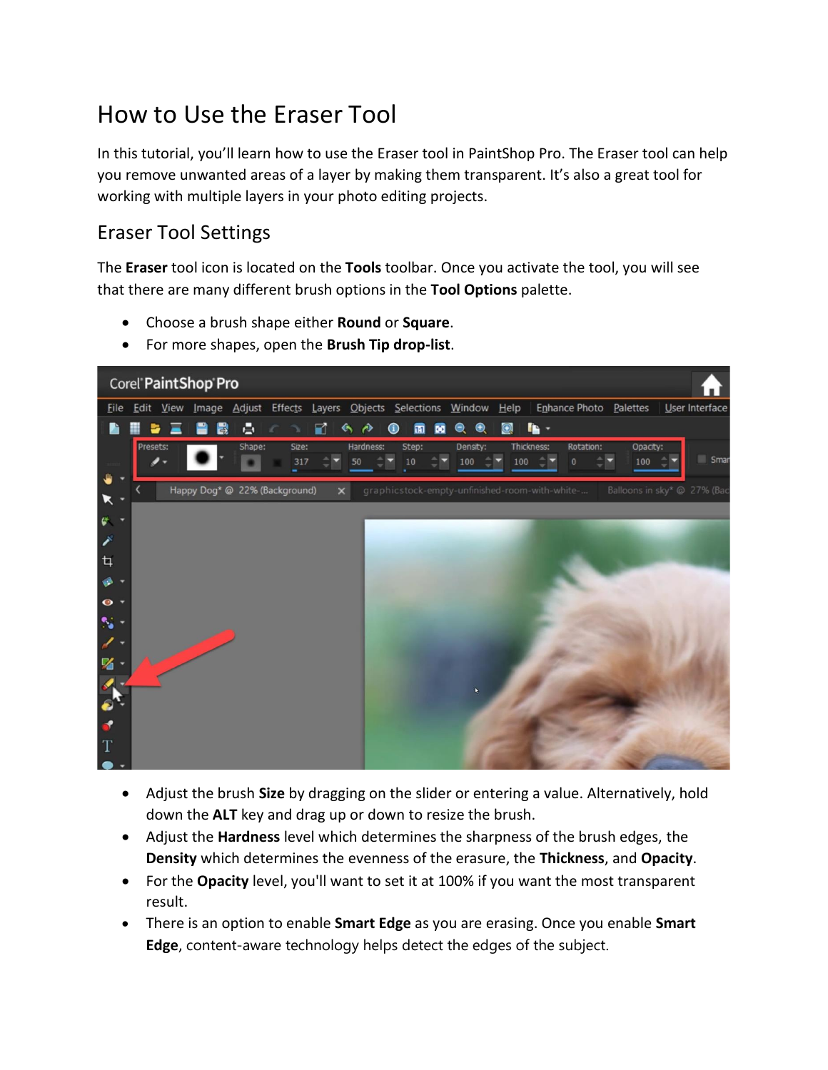# How to Use the Eraser Tool

In this tutorial, you'll learn how to use the Eraser tool in PaintShop Pro. The Eraser tool can help you remove unwanted areas of a layer by making them transparent. It's also a great tool for working with multiple layers in your photo editing projects.

## Eraser Tool Settings

The **Eraser** tool icon is located on the **Tools** toolbar. Once you activate the tool, you will see that there are many different brush options in the **Tool Options** palette.

- Choose a brush shape either **Round** or **Square**.
- For more shapes, open the **Brush Tip drop-list**.

- Adjust the brush **Size** by dragging on the slider or entering a value. Alternatively, hold down the **ALT** key and drag up or down to resize the brush.
- Adjust the **Hardness** level which determines the sharpness of the brush edges, the **Density** which determines the evenness of the erasure, the **Thickness**, and **Opacity**.
- For the **Opacity** level, you'll want to set it at 100% if you want the most transparent result.
- There is an option to enable **Smart Edge** as you are erasing. Once you enable **Smart Edge**, content-aware technology helps detect the edges of the subject.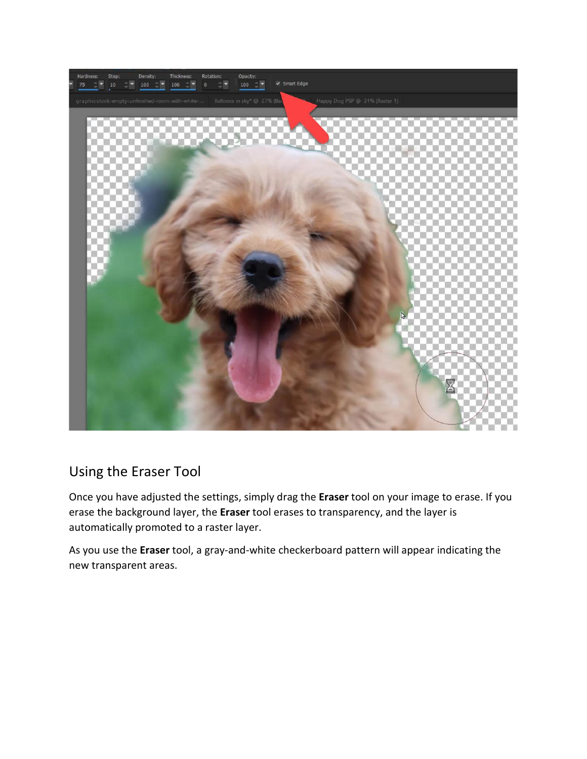## Using the Eraser Tool

Once you have adjusted the settings, simply drag the **Eraser** tool on your image to erase. If you erase the background layer, the **Eraser** tool erases to transparency, and the layer is automatically promoted to a raster layer.

As you use the **Eraser** tool, a gray-and-white checkerboard pattern will appear indicating the new transparent areas.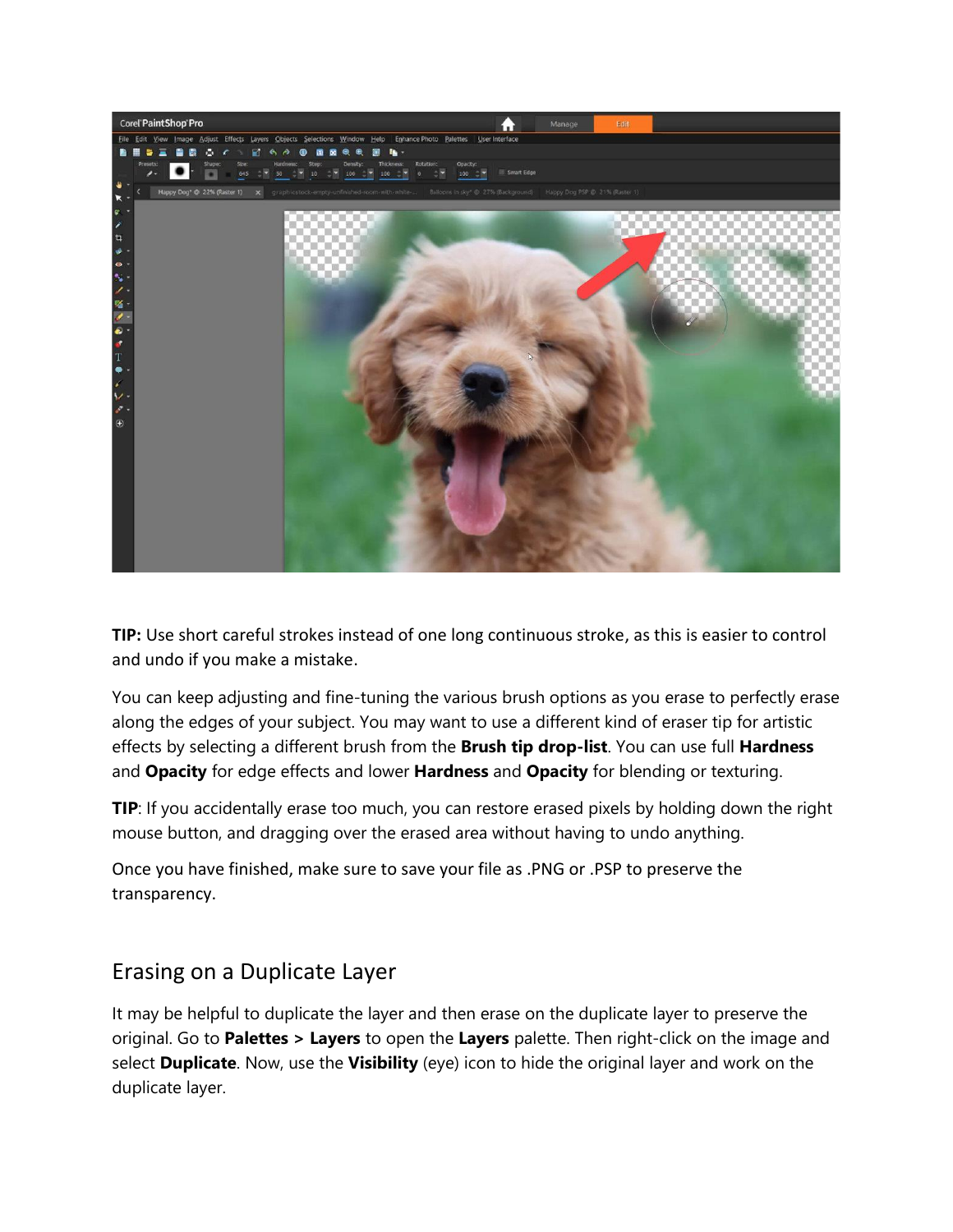**TIP:** Use short careful strokes instead of one long continuous stroke, as this is easier to control and undo if you make a mistake.

You can keep adjusting and fine-tuning the various brush options as you erase to perfectly erase along the edges of your subject. You may want to use a different kind of eraser tip for artistic effects by selecting a different brush from the **Brush tip drop-list**. You can use full **Hardness** and **Opacity** for edge effects and lower **Hardness** and **Opacity** for blending or texturing.

**TIP**: If you accidentally erase too much, you can restore erased pixels by holding down the right mouse button, and dragging over the erased area without having to undo anything.

Once you have finished, make sure to save your file as .PNG or .PSP to preserve the transparency.

## Erasing on a Duplicate Layer

It may be helpful to duplicate the layer and then erase on the duplicate layer to preserve the original. Go to **Palettes > Layers** to open the **Layers** palette. Then right-click on the image and select **Duplicate**. Now, use the **Visibility** (eye) icon to hide the original layer and work on the duplicate layer.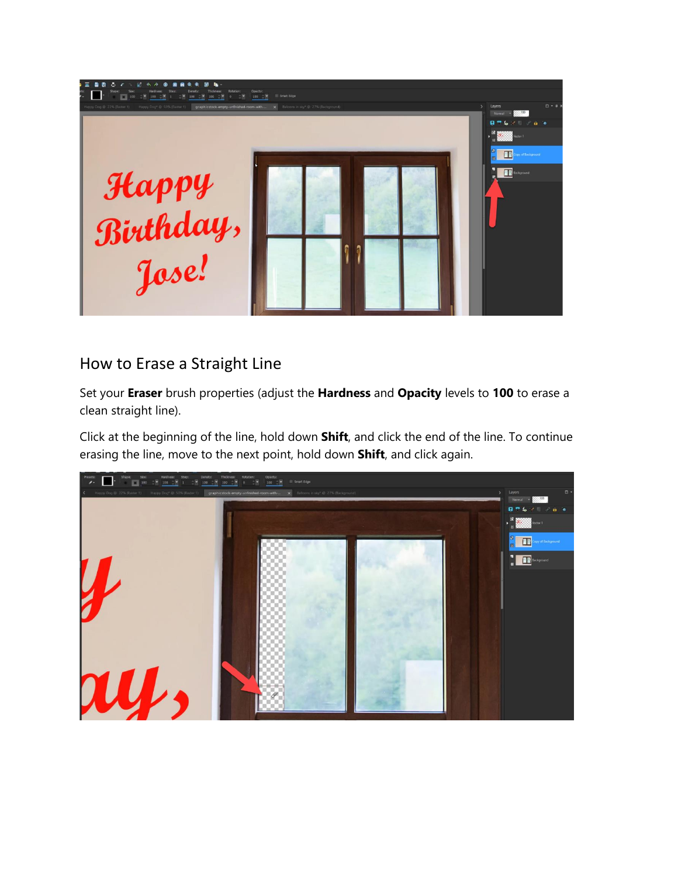## How to Erase a Straight Line

Set your **Eraser** brush properties (adjust the **Hardness** and **Opacity** levels to **100** to erase a clean straight line).

Click at the beginning of the line, hold down **Shift**, and click the end of the line. To continue erasing the line, move to the next point, hold down **Shift**, and click again.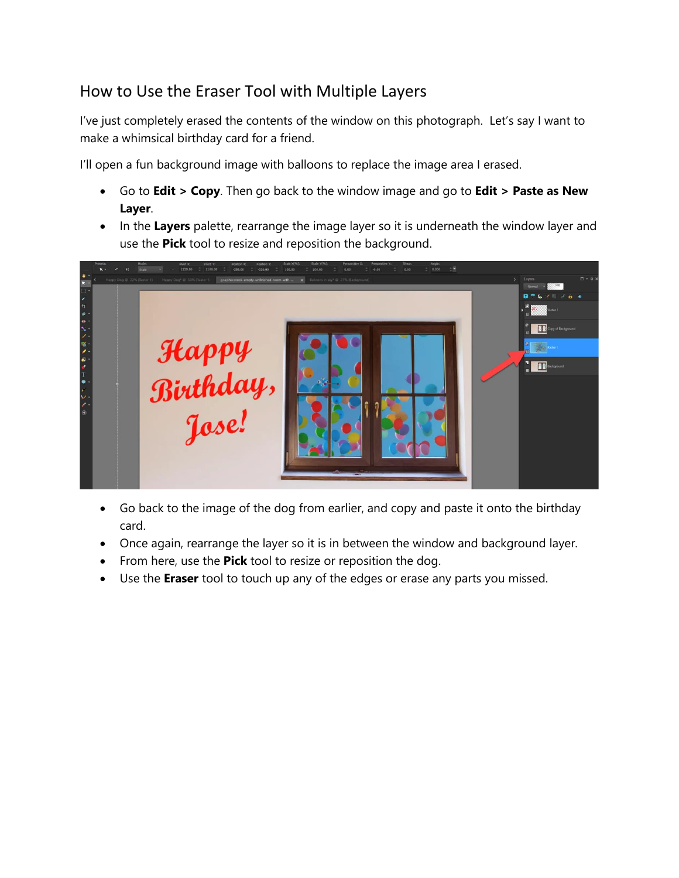## How to Use the Eraser Tool with Multiple Layers

I've just completely erased the contents of the window on this photograph. Let's say I want to make a whimsical birthday card for a friend.

I'll open a fun background image with balloons to replace the image area I erased.

- Go to **Edit > Copy**. Then go back to the window image and go to **Edit > Paste as New Layer**.
- In the **Layers** palette, rearrange the image layer so it is underneath the window layer and use the **Pick** tool to resize and reposition the background.

- Go back to the image of the dog from earlier, and copy and paste it onto the birthday card.
- Once again, rearrange the layer so it is in between the window and background layer.
- From here, use the **Pick** tool to resize or reposition the dog.
- Use the **Eraser** tool to touch up any of the edges or erase any parts you missed.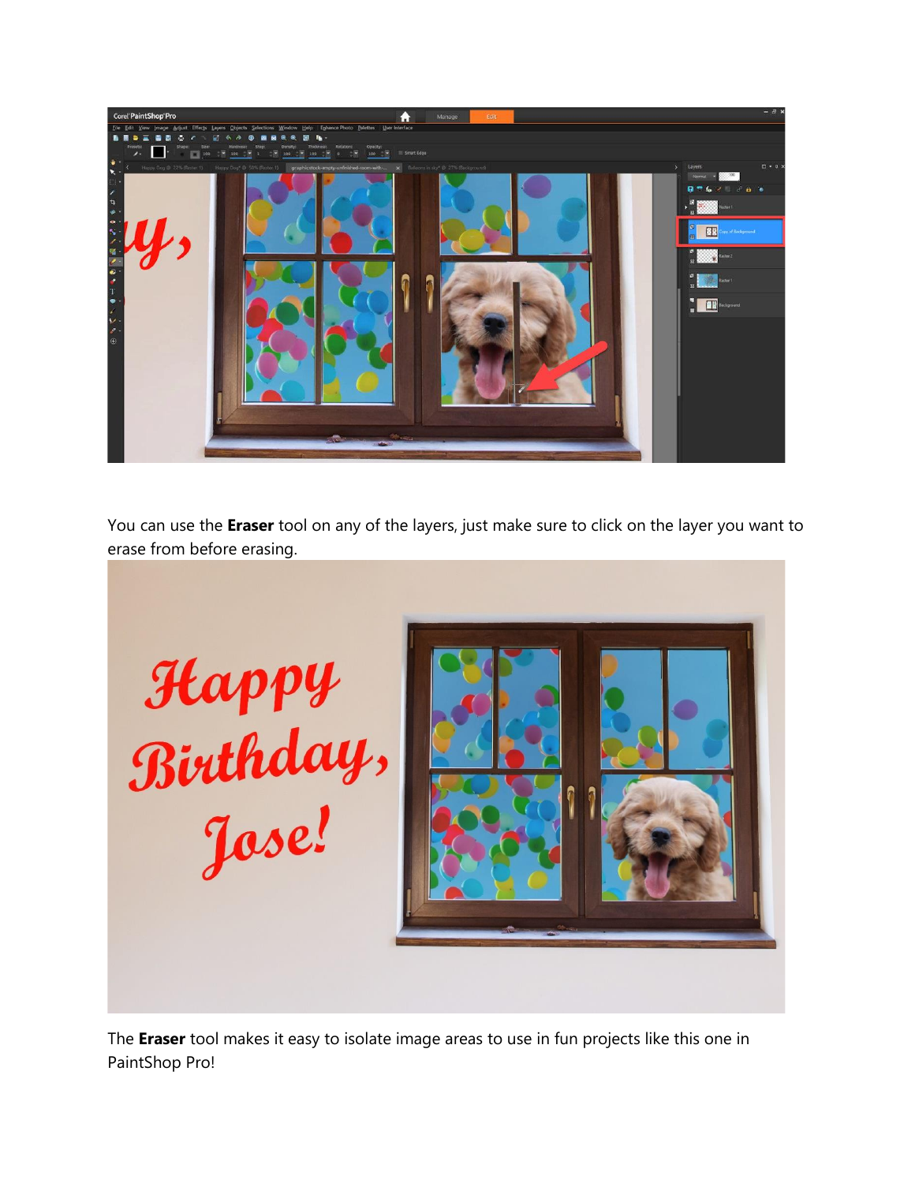You can use the **Eraser** tool on any of the layers, just make sure to click on the layer you want to erase from before erasing.

The **Eraser** tool makes it easy to isolate image areas to use in fun projects like this one in PaintShop Pro!